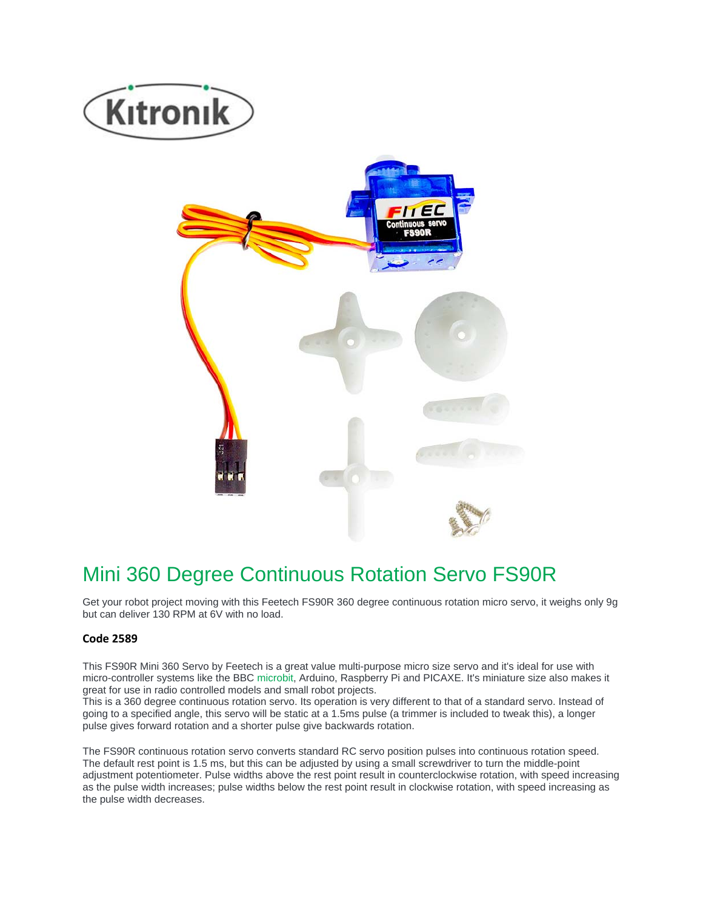# Mini 360 Degree Continuous Rotation Servo FS90R

Get your robot project moving with this Feetech FS90R 360 degree continuous rotation micro servo, it weighs only 9g but can deliver 130 RPM at 6V with no load.

### Code 2589

This FS90R Mini 360 Servo by Feetech is a great value multi-purpose micro size servo and it's ideal for use with micro-controller systems like the BBC microbit, Arduino, Raspberry Pi and PICAXE. It's miniature size also makes it great for use in radio controlled models and small robot projects.
This is a 360 degree continuous rotation servo. Its operation is very different to that of a standard servo. Instead of going to a specified angle, this servo will be static at a 1.5ms pulse (a trimmer is included to tweak this), a longer pulse gives forward rotation and a shorter pulse give backwards rotation.

The FS90R continuous rotation servo converts standard RC servo position pulses into continuous rotation speed. The default rest point is 1.5 ms, but this can be adjusted by using a small screwdriver to turn the middle-point adjustment potentiometer. Pulse widths above the rest point result in counterclockwise rotation, with speed increasing as the pulse width increases; pulse widths below the rest point result in clockwise rotation, with speed increasing as the pulse width decreases.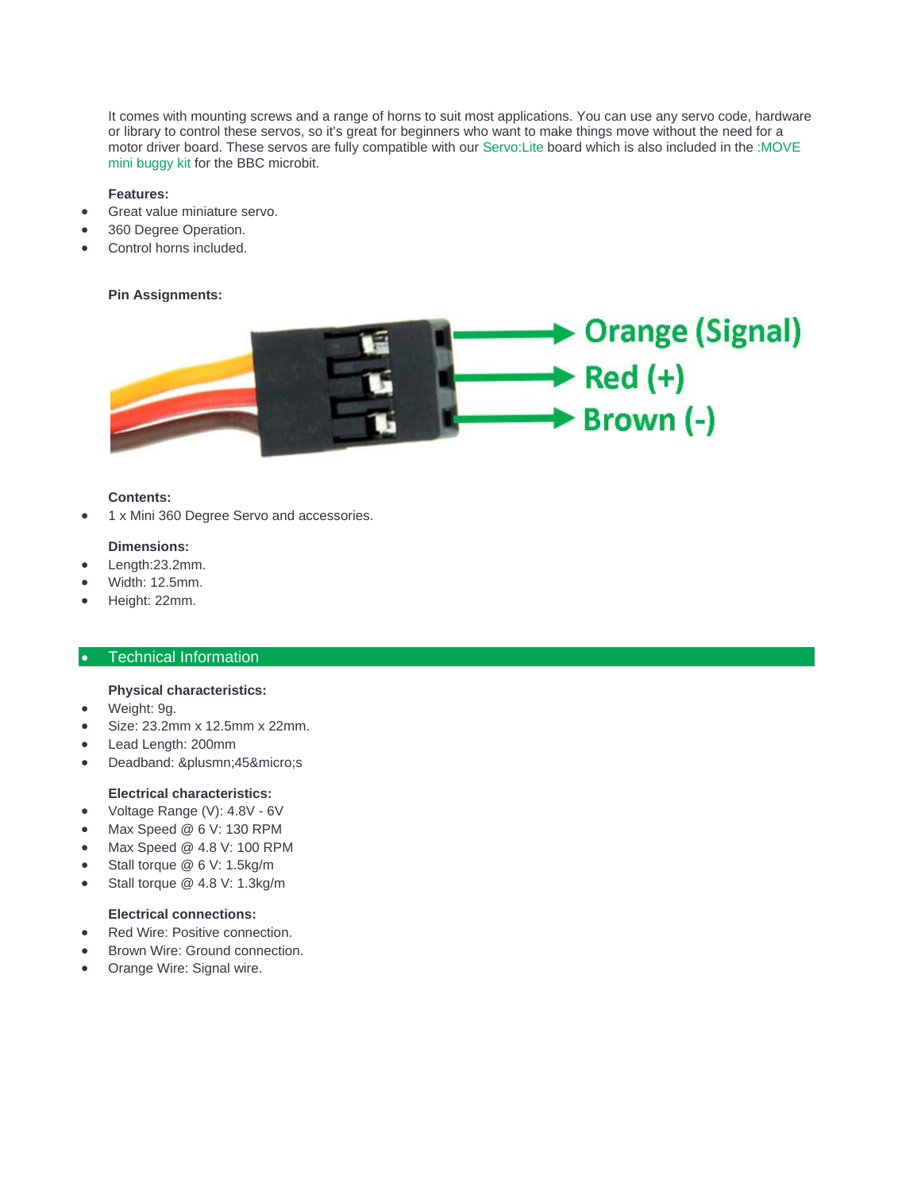It comes with mounting screws and a range of horns to suit most applications. You can use any servo code, hardware or library to control these servos, so it's great for beginners who want to make things move without the need for a motor driver board. These servos are fully compatible with our Servo:Lite board which is also included in the :MOVE mini buggy kit for the BBC microbit.

**Features:**

- Great value miniature servo.
- 360 Degree Operation.
- Control horns included.

**Pin Assignments:**

Orange (Signal)
Red (+)
Brown (-)

**Contents:**

- 1 x Mini 360 Degree Servo and accessories.

**Dimensions:**

- Length:23.2mm.
- Width: 12.5mm.
- Height: 22mm.

## Technical Information

**Physical characteristics:**

- Weight: 9g.
- Size: 23.2mm x 12.5mm x 22mm.
- Lead Length: 200mm
- Deadband: &plusmn;45&micro;s

**Electrical characteristics:**

- Voltage Range (V): 4.8V - 6V
- Max Speed @ 6 V: 130 RPM
- Max Speed @ 4.8 V: 100 RPM
- Stall torque @ 6 V: 1.5kg/m
- Stall torque @ 4.8 V: 1.3kg/m

**Electrical connections:**

- Red Wire: Positive connection.
- Brown Wire: Ground connection.
- Orange Wire: Signal wire.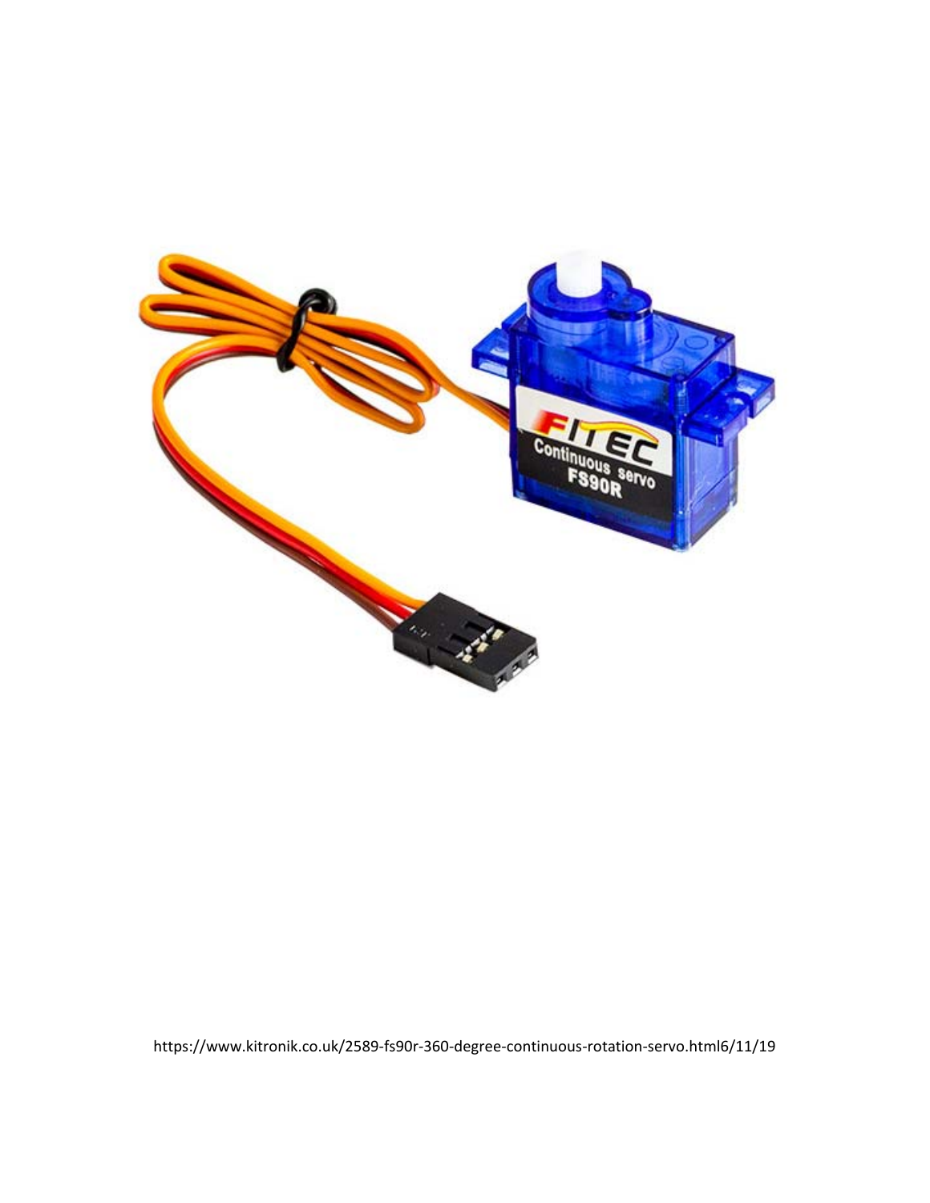https://www.kitronik.co.uk/2589-fs90r-360-degree-continuous-rotation-servo.html6/11/19